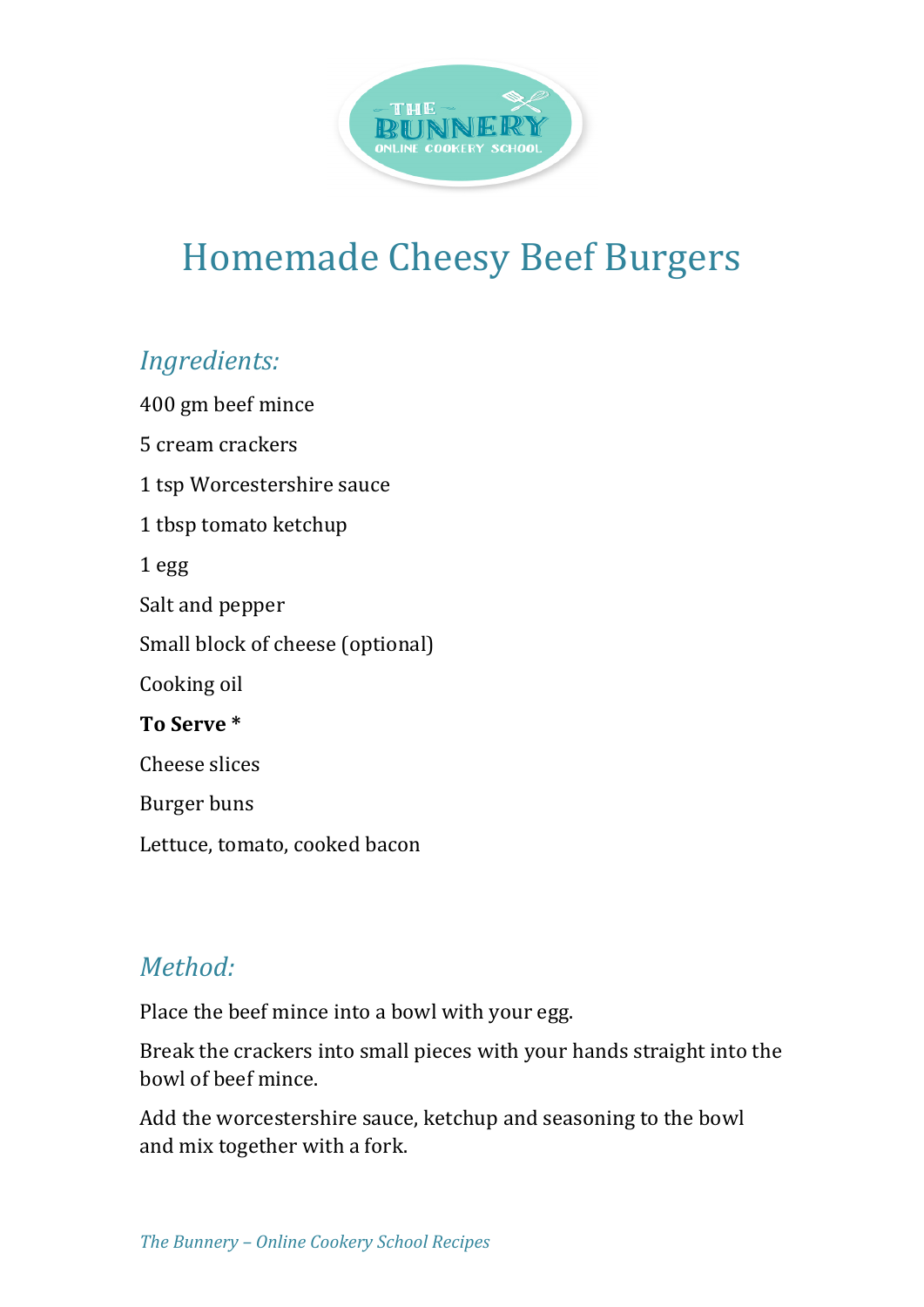# Homemade Cheesy Beef Burgers

## *Ingredients:*

400 gm beef mince

5 cream crackers

1 tsp Worcestershire sauce

1 tbsp tomato ketchup

1 egg

Salt and pepper

Small block of cheese (optional)

Cooking oil

**To Serve ***

Cheese slices

Burger buns

Lettuce, tomato, cooked bacon

## *Method:*

Place the beef mince into a bowl with your egg.

Break the crackers into small pieces with your hands straight into the bowl of beef mince.

Add the worcestershire sauce, ketchup and seasoning to the bowl and mix together with a fork.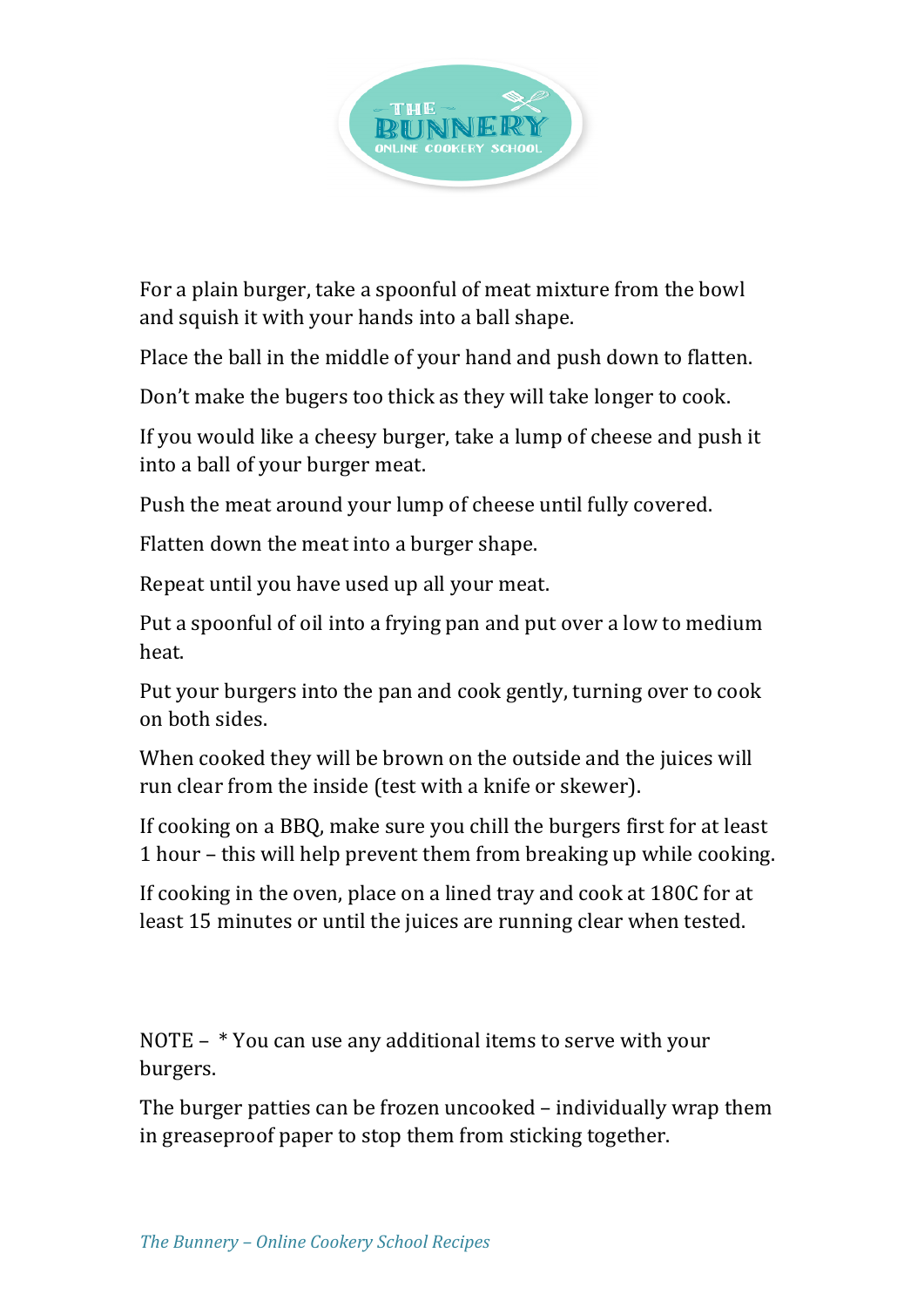For a plain burger, take a spoonful of meat mixture from the bowl and squish it with your hands into a ball shape.

Place the ball in the middle of your hand and push down to flatten.

Don't make the bugers too thick as they will take longer to cook.

If you would like a cheesy burger, take a lump of cheese and push it into a ball of your burger meat.

Push the meat around your lump of cheese until fully covered.

Flatten down the meat into a burger shape.

Repeat until you have used up all your meat.

Put a spoonful of oil into a frying pan and put over a low to medium heat.

Put your burgers into the pan and cook gently, turning over to cook on both sides.

When cooked they will be brown on the outside and the juices will run clear from the inside (test with a knife or skewer).

If cooking on a BBQ, make sure you chill the burgers first for at least 1 hour – this will help prevent them from breaking up while cooking.

If cooking in the oven, place on a lined tray and cook at 180C for at least 15 minutes or until the juices are running clear when tested.

NOTE – * You can use any additional items to serve with your burgers.

The burger patties can be frozen uncooked – individually wrap them in greaseproof paper to stop them from sticking together.